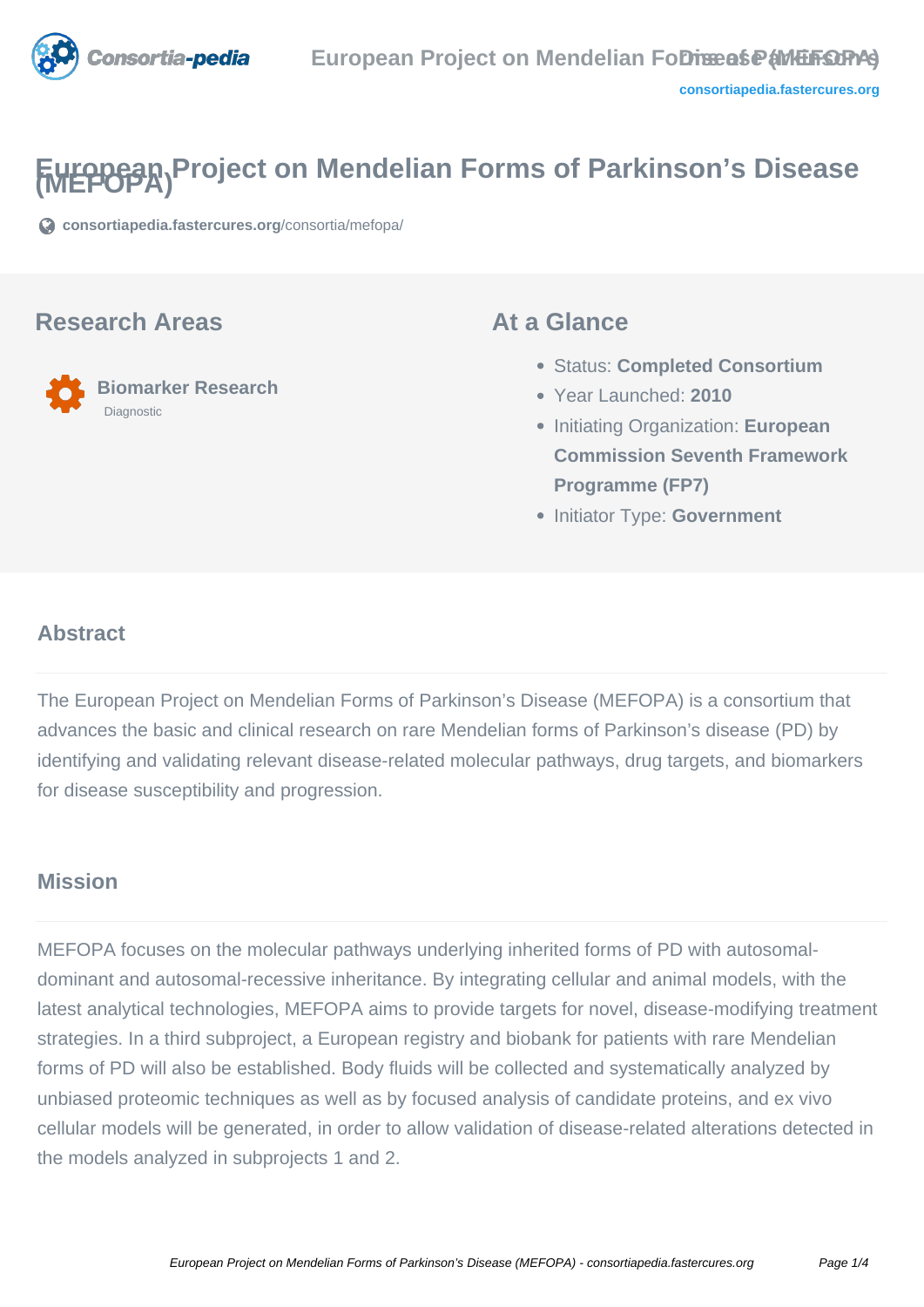# European Project on Mendelian Forms of Parkinson's Disease (MEFOPA)

consortiapedia.fastercures.org/consortia/mefopa/

## Research Areas

**Biomarker Research**
Diagnostic

## At a Glance

- Status: **Completed Consortium**
- Year Launched: **2010**
- Initiating Organization: **European Commission Seventh Framework Programme (FP7)**
- Initiator Type: **Government**

## Abstract

The European Project on Mendelian Forms of Parkinson's Disease (MEFOPA) is a consortium that advances the basic and clinical research on rare Mendelian forms of Parkinson's disease (PD) by identifying and validating relevant disease-related molecular pathways, drug targets, and biomarkers for disease susceptibility and progression.

## Mission

MEFOPA focuses on the molecular pathways underlying inherited forms of PD with autosomal-dominant and autosomal-recessive inheritance. By integrating cellular and animal models, with the latest analytical technologies, MEFOPA aims to provide targets for novel, disease-modifying treatment strategies. In a third subproject, a European registry and biobank for patients with rare Mendelian forms of PD will also be established. Body fluids will be collected and systematically analyzed by unbiased proteomic techniques as well as by focused analysis of candidate proteins, and ex vivo cellular models will be generated, in order to allow validation of disease-related alterations detected in the models analyzed in subprojects 1 and 2.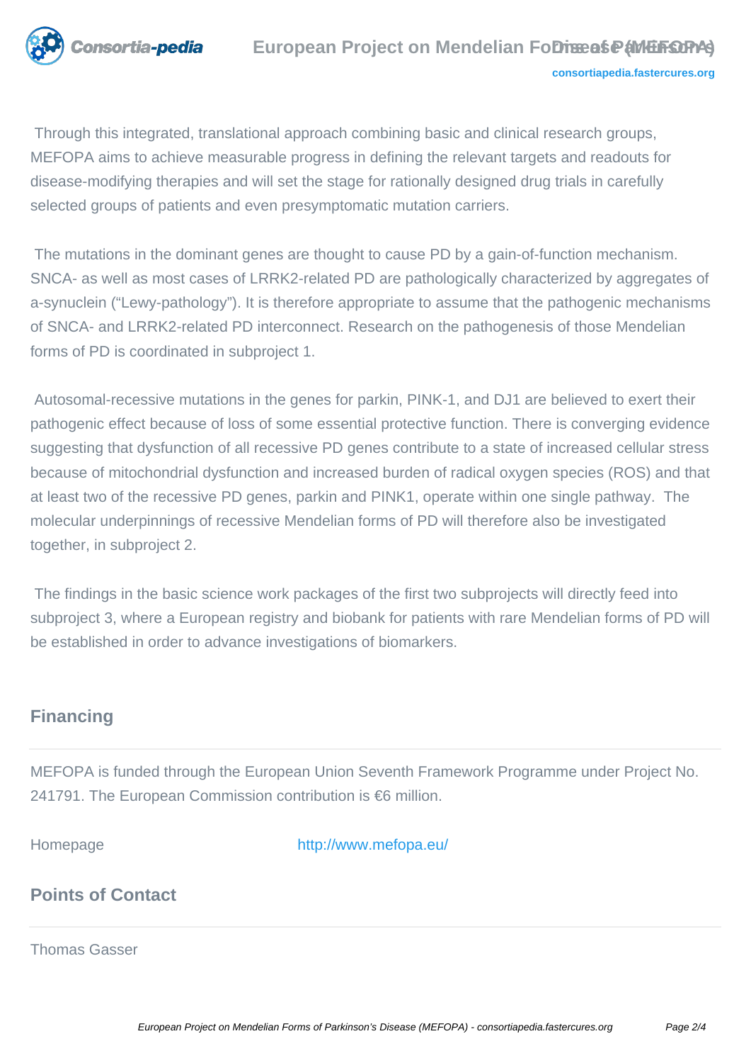Through this integrated, translational approach combining basic and clinical research groups, MEFOPA aims to achieve measurable progress in defining the relevant targets and readouts for disease-modifying therapies and will set the stage for rationally designed drug trials in carefully selected groups of patients and even presymptomatic mutation carriers.

The mutations in the dominant genes are thought to cause PD by a gain-of-function mechanism. SNCA- as well as most cases of LRRK2-related PD are pathologically characterized by aggregates of a-synuclein (“Lewy-pathology”). It is therefore appropriate to assume that the pathogenic mechanisms of SNCA- and LRRK2-related PD interconnect. Research on the pathogenesis of those Mendelian forms of PD is coordinated in subproject 1.

Autosomal-recessive mutations in the genes for parkin, PINK-1, and DJ1 are believed to exert their pathogenic effect because of loss of some essential protective function. There is converging evidence suggesting that dysfunction of all recessive PD genes contribute to a state of increased cellular stress because of mitochondrial dysfunction and increased burden of radical oxygen species (ROS) and that at least two of the recessive PD genes, parkin and PINK1, operate within one single pathway. The molecular underpinnings of recessive Mendelian forms of PD will therefore also be investigated together, in subproject 2.

The findings in the basic science work packages of the first two subprojects will directly feed into subproject 3, where a European registry and biobank for patients with rare Mendelian forms of PD will be established in order to advance investigations of biomarkers.

## Financing

MEFOPA is funded through the European Union Seventh Framework Programme under Project No. 241791. The European Commission contribution is €6 million.

Homepage http://www.mefopa.eu/

## Points of Contact

Thomas Gasser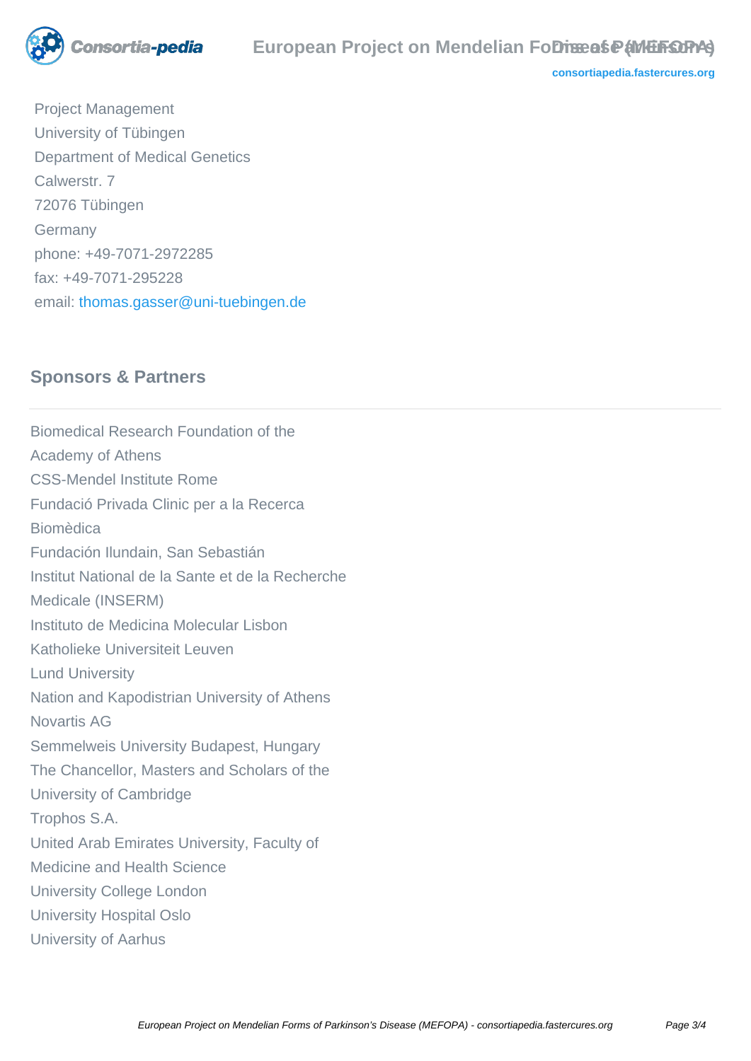Project Management
University of Tübingen
Department of Medical Genetics
Calwerstr. 7
72076 Tübingen
Germany
phone: +49-7071-2972285
fax: +49-7071-295228
email: thomas.gasser@uni-tuebingen.de

## Sponsors & Partners

Biomedical Research Foundation of the Academy of Athens
CSS-Mendel Institute Rome
Fundació Privada Clinic per a la Recerca Biomèdica
Fundación Ilundain, San Sebastián
Institut National de la Sante et de la Recherche Medicale (INSERM)
Instituto de Medicina Molecular Lisbon
Katholieke Universiteit Leuven
Lund University
Nation and Kapodistrian University of Athens
Novartis AG
Semmelweis University Budapest, Hungary
The Chancellor, Masters and Scholars of the University of Cambridge
Trophos S.A.
United Arab Emirates University, Faculty of Medicine and Health Science
University College London
University Hospital Oslo
University of Aarhus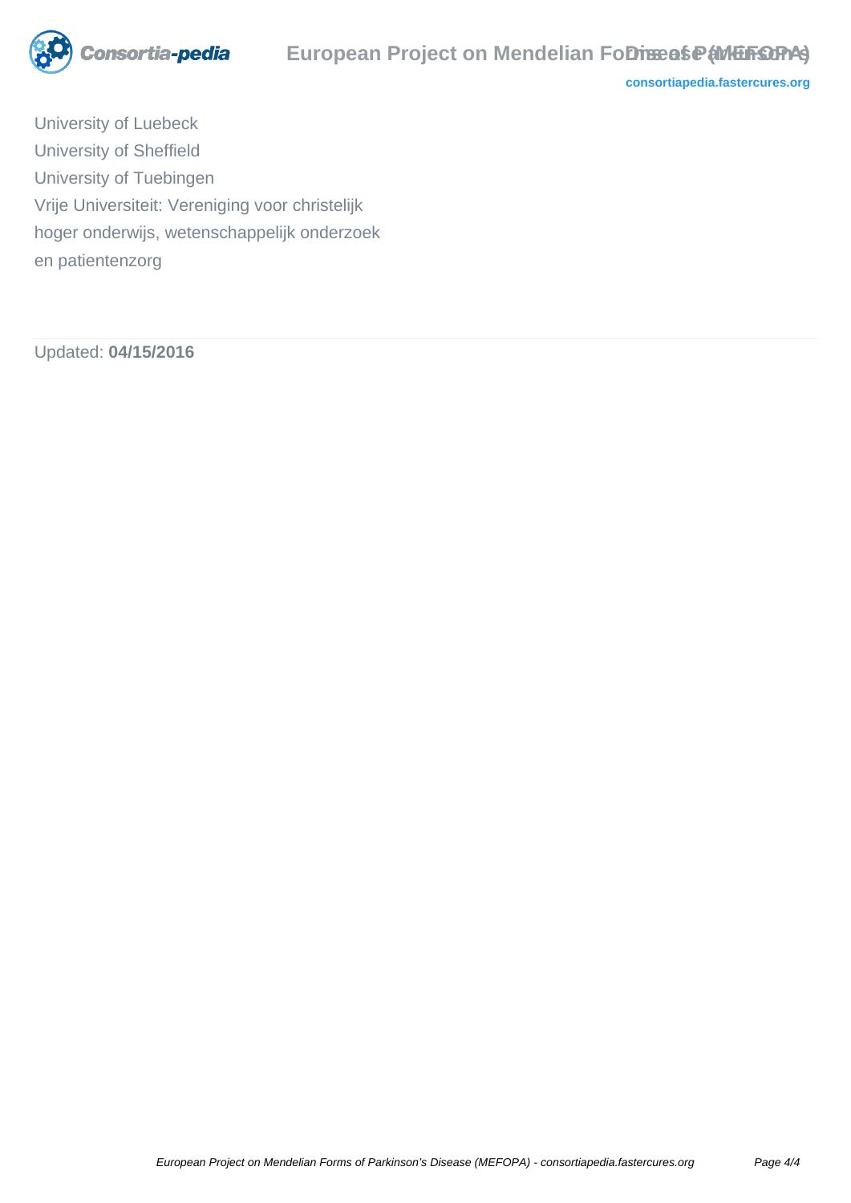University of Luebeck
University of Sheffield
University of Tuebingen
Vrije Universiteit: Vereniging voor christelijk hoger onderwijs, wetenschappelijk onderzoek en patientenzorg

---

Updated: **04/15/2016**